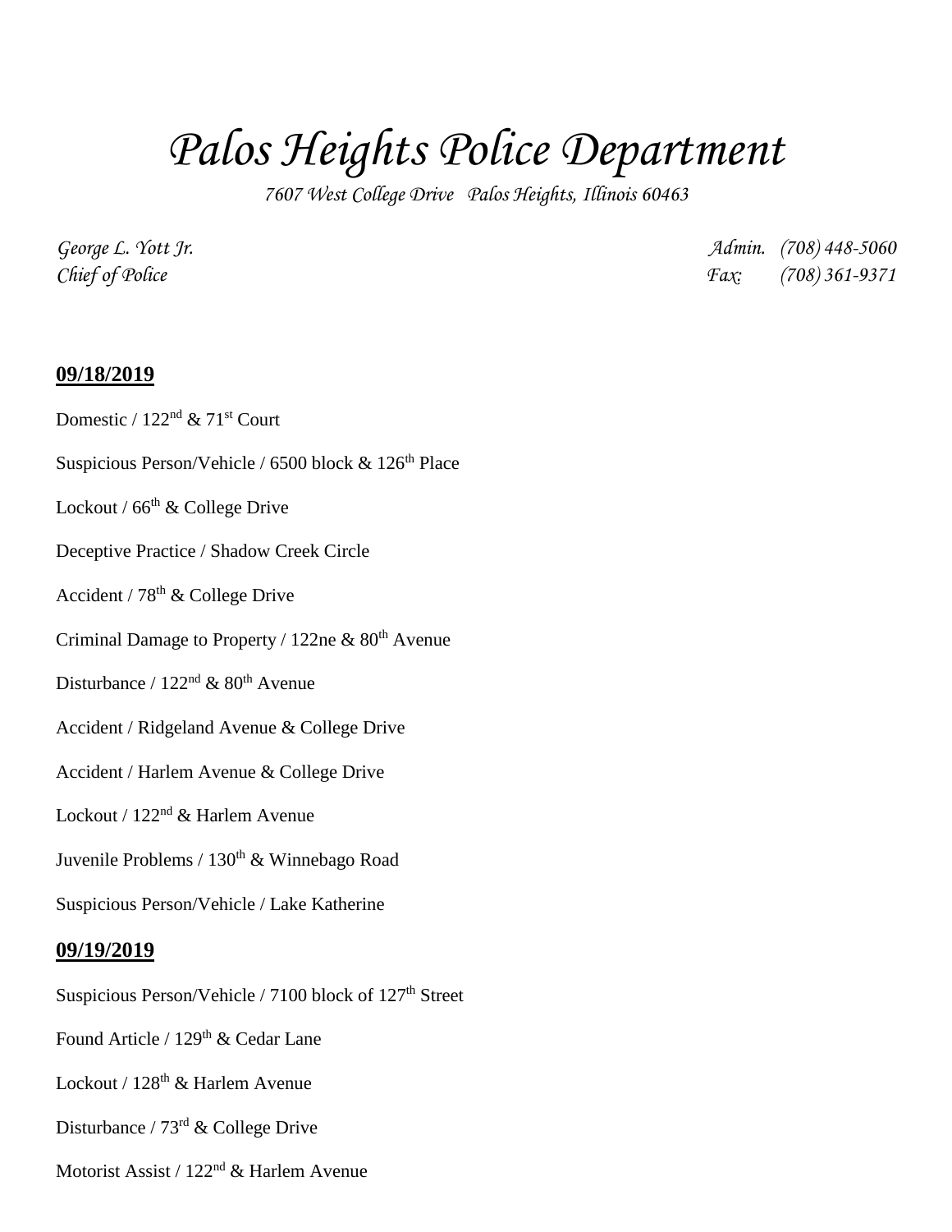# Palos Heights Police Department

*7607 West College Drive Palos Heights, Illinois 60463*

*George L. Yott Jr.*
*Chief of Police*

*Admin. (708) 448-5060*
*Fax: (708) 361-9371*

**09/18/2019**

Domestic / 122nd & 71st Court

Suspicious Person/Vehicle / 6500 block & 126th Place

Lockout / 66th & College Drive

Deceptive Practice / Shadow Creek Circle

Accident / 78th & College Drive

Criminal Damage to Property / 122ne & 80th Avenue

Disturbance / 122nd & 80th Avenue

Accident / Ridgeland Avenue & College Drive

Accident / Harlem Avenue & College Drive

Lockout / 122nd & Harlem Avenue

Juvenile Problems / 130th & Winnebago Road

Suspicious Person/Vehicle / Lake Katherine

**09/19/2019**

Suspicious Person/Vehicle / 7100 block of 127th Street

Found Article / 129th & Cedar Lane

Lockout / 128th & Harlem Avenue

Disturbance / 73rd & College Drive

Motorist Assist / 122nd & Harlem Avenue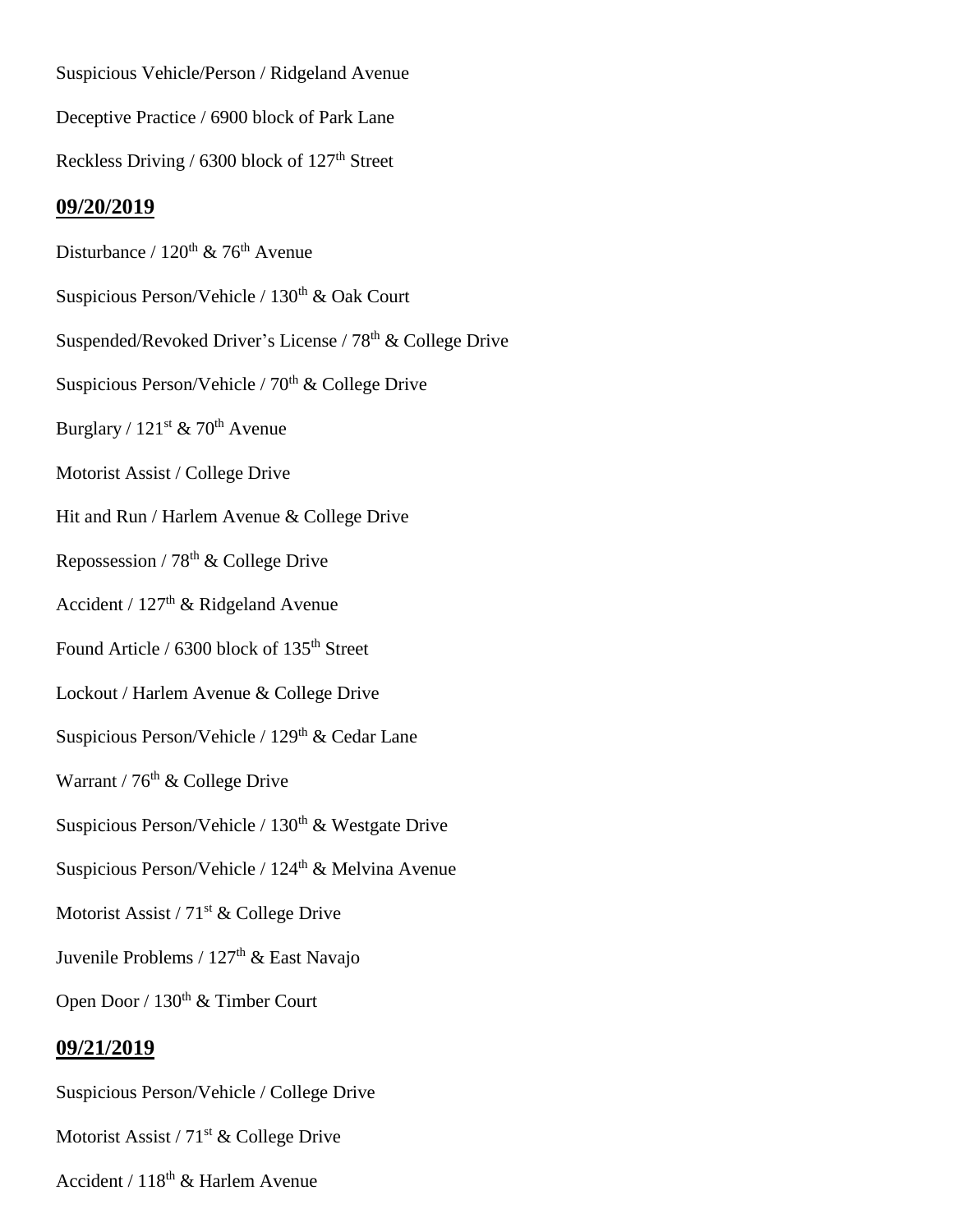Suspicious Vehicle/Person / Ridgeland Avenue

Deceptive Practice / 6900 block of Park Lane

Reckless Driving / 6300 block of 127th Street

## 09/20/2019

Disturbance / 120th & 76th Avenue

Suspicious Person/Vehicle / 130th & Oak Court

Suspended/Revoked Driver's License / 78th & College Drive

Suspicious Person/Vehicle / 70th & College Drive

Burglary / 121st & 70th Avenue

Motorist Assist / College Drive

Hit and Run / Harlem Avenue & College Drive

Repossession / 78th & College Drive

Accident / 127th & Ridgeland Avenue

Found Article / 6300 block of 135th Street

Lockout / Harlem Avenue & College Drive

Suspicious Person/Vehicle / 129th & Cedar Lane

Warrant / 76th & College Drive

Suspicious Person/Vehicle / 130th & Westgate Drive

Suspicious Person/Vehicle / 124th & Melvina Avenue

Motorist Assist / 71st & College Drive

Juvenile Problems / 127th & East Navajo

Open Door / 130th & Timber Court

## 09/21/2019

Suspicious Person/Vehicle / College Drive

Motorist Assist / 71st & College Drive

Accident / 118th & Harlem Avenue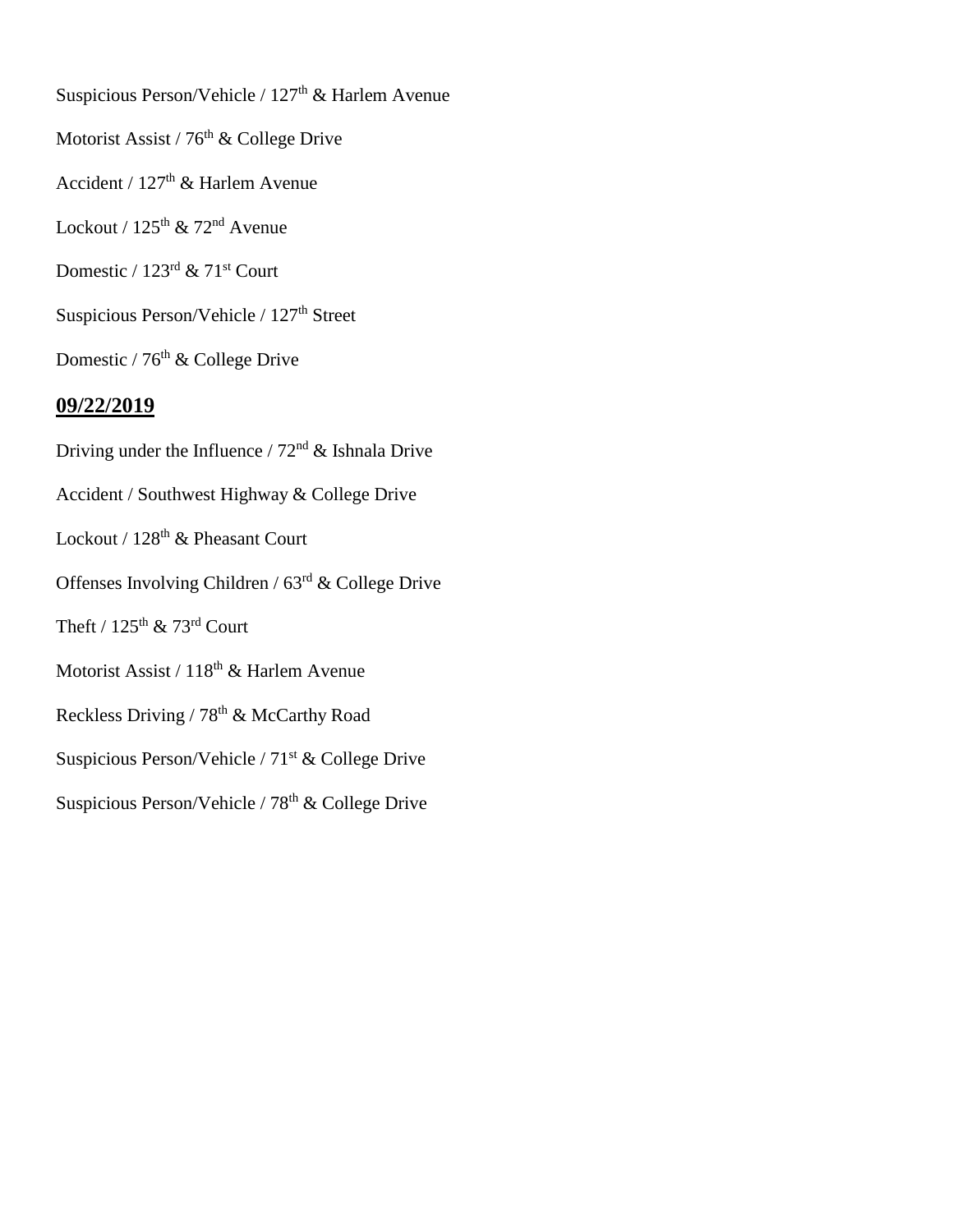Suspicious Person/Vehicle / 127th & Harlem Avenue

Motorist Assist / 76th & College Drive

Accident / 127th & Harlem Avenue

Lockout / 125th & 72nd Avenue

Domestic / 123rd & 71st Court

Suspicious Person/Vehicle / 127th Street

Domestic / 76th & College Drive

## **09/22/2019**

Driving under the Influence / 72nd & Ishnala Drive

Accident / Southwest Highway & College Drive

Lockout / 128th & Pheasant Court

Offenses Involving Children / 63rd & College Drive

Theft / 125th & 73rd Court

Motorist Assist / 118th & Harlem Avenue

Reckless Driving / 78th & McCarthy Road

Suspicious Person/Vehicle / 71st & College Drive

Suspicious Person/Vehicle / 78th & College Drive